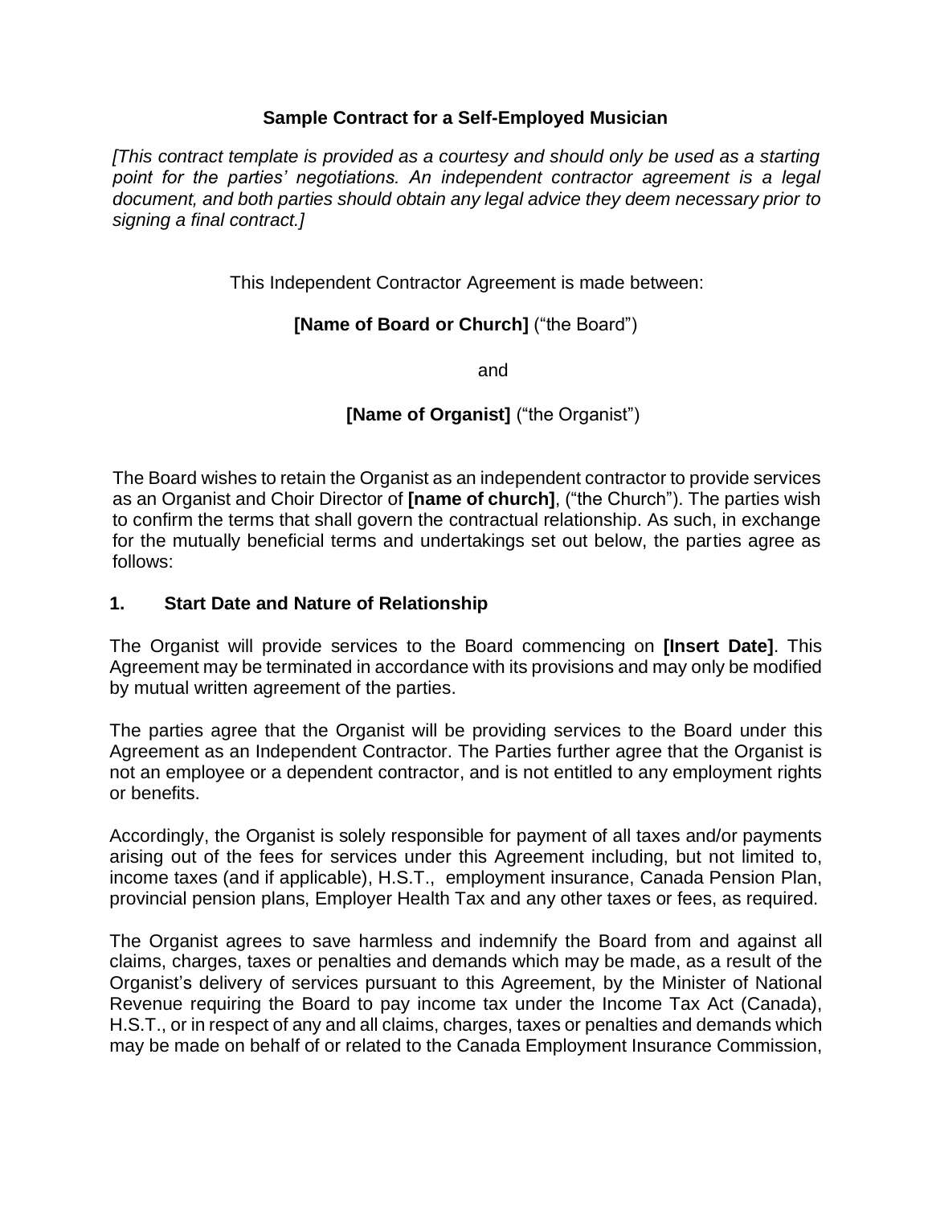# Sample Contract for a Self-Employed Musician

*[This contract template is provided as a courtesy and should only be used as a starting point for the parties' negotiations. An independent contractor agreement is a legal document, and both parties should obtain any legal advice they deem necessary prior to signing a final contract.]*

This Independent Contractor Agreement is made between:

**[Name of Board or Church]** ("the Board")

and

**[Name of Organist]** ("the Organist")

The Board wishes to retain the Organist as an independent contractor to provide services as an Organist and Choir Director of **[name of church]**, ("the Church"). The parties wish to confirm the terms that shall govern the contractual relationship. As such, in exchange for the mutually beneficial terms and undertakings set out below, the parties agree as follows:

## 1. Start Date and Nature of Relationship

The Organist will provide services to the Board commencing on **[Insert Date]**. This Agreement may be terminated in accordance with its provisions and may only be modified by mutual written agreement of the parties.

The parties agree that the Organist will be providing services to the Board under this Agreement as an Independent Contractor. The Parties further agree that the Organist is not an employee or a dependent contractor, and is not entitled to any employment rights or benefits.

Accordingly, the Organist is solely responsible for payment of all taxes and/or payments arising out of the fees for services under this Agreement including, but not limited to, income taxes (and if applicable), H.S.T., employment insurance, Canada Pension Plan, provincial pension plans, Employer Health Tax and any other taxes or fees, as required.

The Organist agrees to save harmless and indemnify the Board from and against all claims, charges, taxes or penalties and demands which may be made, as a result of the Organist's delivery of services pursuant to this Agreement, by the Minister of National Revenue requiring the Board to pay income tax under the Income Tax Act (Canada), H.S.T., or in respect of any and all claims, charges, taxes or penalties and demands which may be made on behalf of or related to the Canada Employment Insurance Commission,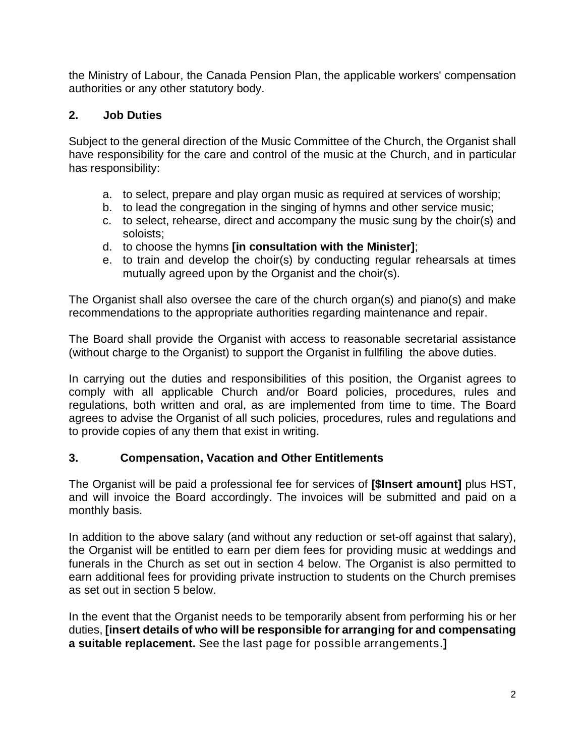the Ministry of Labour, the Canada Pension Plan, the applicable workers' compensation authorities or any other statutory body.

## 2. Job Duties

Subject to the general direction of the Music Committee of the Church, the Organist shall have responsibility for the care and control of the music at the Church, and in particular has responsibility:

a. to select, prepare and play organ music as required at services of worship;
b. to lead the congregation in the singing of hymns and other service music;
c. to select, rehearse, direct and accompany the music sung by the choir(s) and soloists;
d. to choose the hymns **[in consultation with the Minister]**;
e. to train and develop the choir(s) by conducting regular rehearsals at times mutually agreed upon by the Organist and the choir(s).

The Organist shall also oversee the care of the church organ(s) and piano(s) and make recommendations to the appropriate authorities regarding maintenance and repair.

The Board shall provide the Organist with access to reasonable secretarial assistance (without charge to the Organist) to support the Organist in fullfiling the above duties.

In carrying out the duties and responsibilities of this position, the Organist agrees to comply with all applicable Church and/or Board policies, procedures, rules and regulations, both written and oral, as are implemented from time to time. The Board agrees to advise the Organist of all such policies, procedures, rules and regulations and to provide copies of any them that exist in writing.

## 3. Compensation, Vacation and Other Entitlements

The Organist will be paid a professional fee for services of **[$Insert amount]** plus HST, and will invoice the Board accordingly. The invoices will be submitted and paid on a monthly basis.

In addition to the above salary (and without any reduction or set-off against that salary), the Organist will be entitled to earn per diem fees for providing music at weddings and funerals in the Church as set out in section 4 below. The Organist is also permitted to earn additional fees for providing private instruction to students on the Church premises as set out in section 5 below.

In the event that the Organist needs to be temporarily absent from performing his or her duties, **[insert details of who will be responsible for arranging for and compensating a suitable replacement.** See the last page for possible arrangements.**]**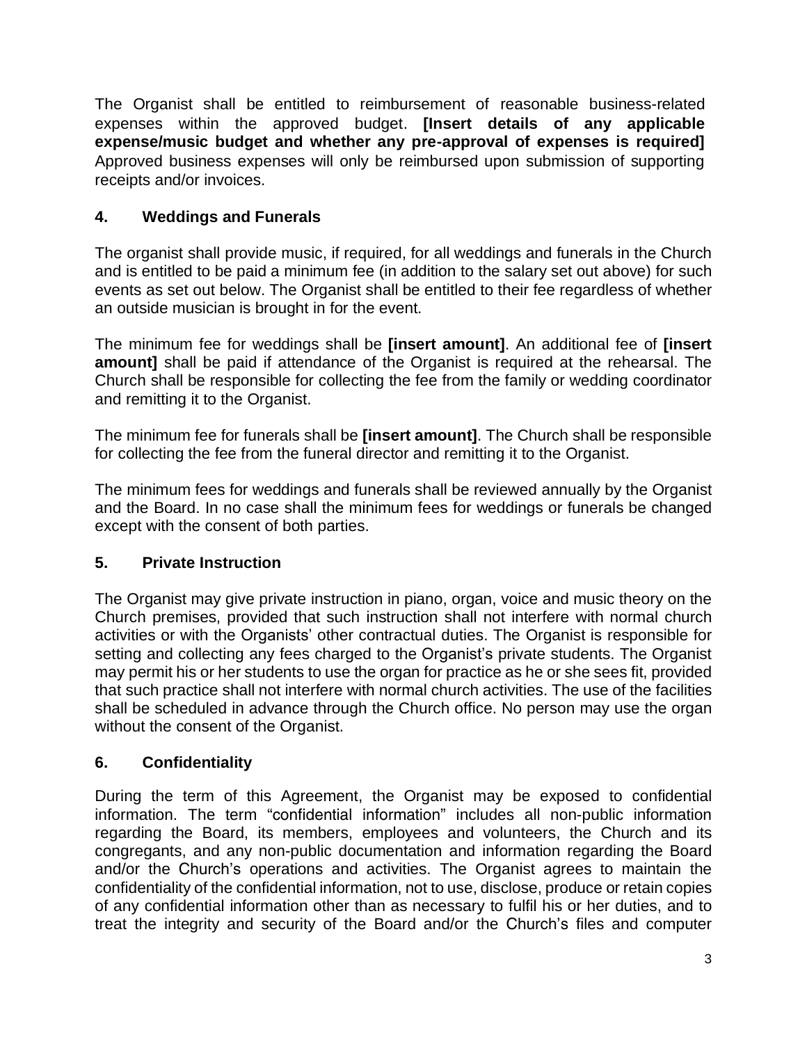The Organist shall be entitled to reimbursement of reasonable business-related expenses within the approved budget. **[Insert details of any applicable expense/music budget and whether any pre-approval of expenses is required]** Approved business expenses will only be reimbursed upon submission of supporting receipts and/or invoices.

## 4. Weddings and Funerals

The organist shall provide music, if required, for all weddings and funerals in the Church and is entitled to be paid a minimum fee (in addition to the salary set out above) for such events as set out below. The Organist shall be entitled to their fee regardless of whether an outside musician is brought in for the event.

The minimum fee for weddings shall be **[insert amount]**. An additional fee of **[insert amount]** shall be paid if attendance of the Organist is required at the rehearsal. The Church shall be responsible for collecting the fee from the family or wedding coordinator and remitting it to the Organist.

The minimum fee for funerals shall be **[insert amount]**. The Church shall be responsible for collecting the fee from the funeral director and remitting it to the Organist.

The minimum fees for weddings and funerals shall be reviewed annually by the Organist and the Board. In no case shall the minimum fees for weddings or funerals be changed except with the consent of both parties.

## 5. Private Instruction

The Organist may give private instruction in piano, organ, voice and music theory on the Church premises, provided that such instruction shall not interfere with normal church activities or with the Organists' other contractual duties. The Organist is responsible for setting and collecting any fees charged to the Organist's private students. The Organist may permit his or her students to use the organ for practice as he or she sees fit, provided that such practice shall not interfere with normal church activities. The use of the facilities shall be scheduled in advance through the Church office. No person may use the organ without the consent of the Organist.

## 6. Confidentiality

During the term of this Agreement, the Organist may be exposed to confidential information. The term "confidential information" includes all non-public information regarding the Board, its members, employees and volunteers, the Church and its congregants, and any non-public documentation and information regarding the Board and/or the Church's operations and activities. The Organist agrees to maintain the confidentiality of the confidential information, not to use, disclose, produce or retain copies of any confidential information other than as necessary to fulfil his or her duties, and to treat the integrity and security of the Board and/or the Church's files and computer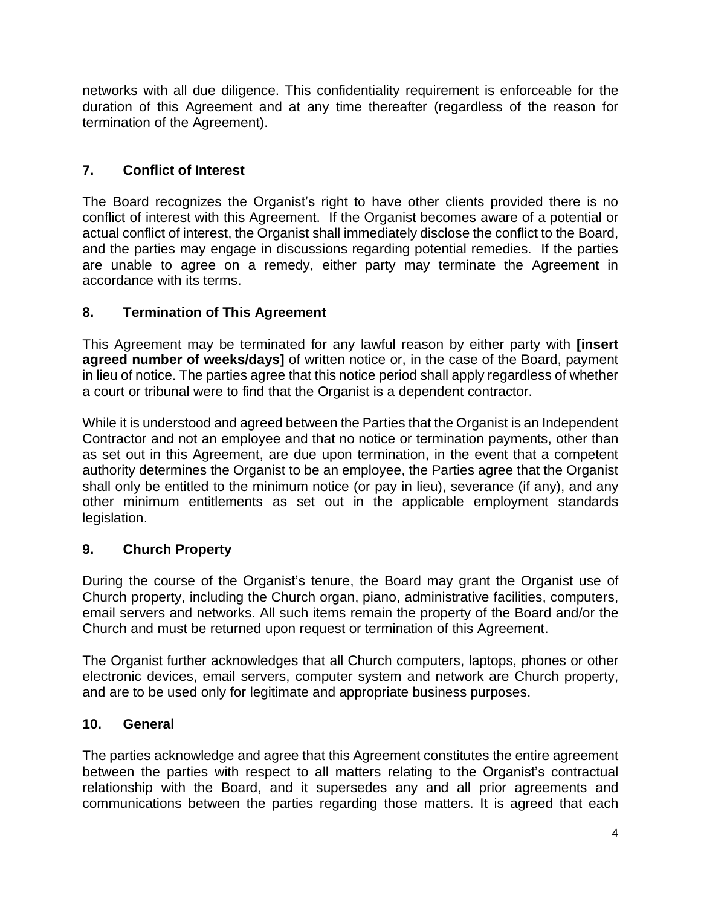networks with all due diligence. This confidentiality requirement is enforceable for the duration of this Agreement and at any time thereafter (regardless of the reason for termination of the Agreement).

## 7. Conflict of Interest

The Board recognizes the Organist's right to have other clients provided there is no conflict of interest with this Agreement. If the Organist becomes aware of a potential or actual conflict of interest, the Organist shall immediately disclose the conflict to the Board, and the parties may engage in discussions regarding potential remedies. If the parties are unable to agree on a remedy, either party may terminate the Agreement in accordance with its terms.

## 8. Termination of This Agreement

This Agreement may be terminated for any lawful reason by either party with **[insert agreed number of weeks/days]** of written notice or, in the case of the Board, payment in lieu of notice. The parties agree that this notice period shall apply regardless of whether a court or tribunal were to find that the Organist is a dependent contractor.

While it is understood and agreed between the Parties that the Organist is an Independent Contractor and not an employee and that no notice or termination payments, other than as set out in this Agreement, are due upon termination, in the event that a competent authority determines the Organist to be an employee, the Parties agree that the Organist shall only be entitled to the minimum notice (or pay in lieu), severance (if any), and any other minimum entitlements as set out in the applicable employment standards legislation.

## 9. Church Property

During the course of the Organist's tenure, the Board may grant the Organist use of Church property, including the Church organ, piano, administrative facilities, computers, email servers and networks. All such items remain the property of the Board and/or the Church and must be returned upon request or termination of this Agreement.

The Organist further acknowledges that all Church computers, laptops, phones or other electronic devices, email servers, computer system and network are Church property, and are to be used only for legitimate and appropriate business purposes.

## 10. General

The parties acknowledge and agree that this Agreement constitutes the entire agreement between the parties with respect to all matters relating to the Organist's contractual relationship with the Board, and it supersedes any and all prior agreements and communications between the parties regarding those matters. It is agreed that each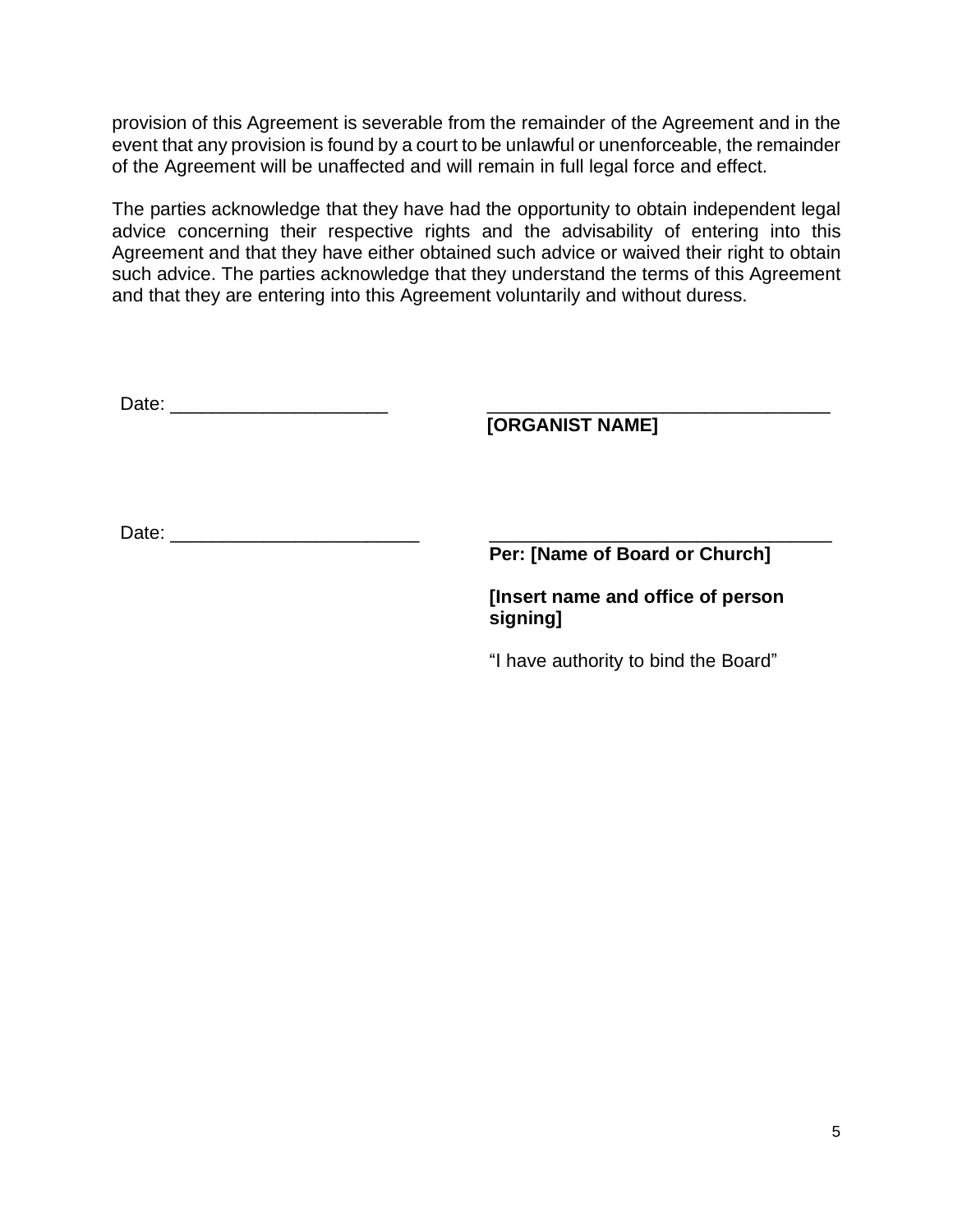provision of this Agreement is severable from the remainder of the Agreement and in the event that any provision is found by a court to be unlawful or unenforceable, the remainder of the Agreement will be unaffected and will remain in full legal force and effect.

The parties acknowledge that they have had the opportunity to obtain independent legal advice concerning their respective rights and the advisability of entering into this Agreement and that they have either obtained such advice or waived their right to obtain such advice. The parties acknowledge that they understand the terms of this Agreement and that they are entering into this Agreement voluntarily and without duress.

Date: ____________________ ________________________________
**[ORGANIST NAME]**

Date: _______________________ ________________________________
**Per: [Name of Board or Church]**

**[Insert name and office of person signing]**

"I have authority to bind the Board"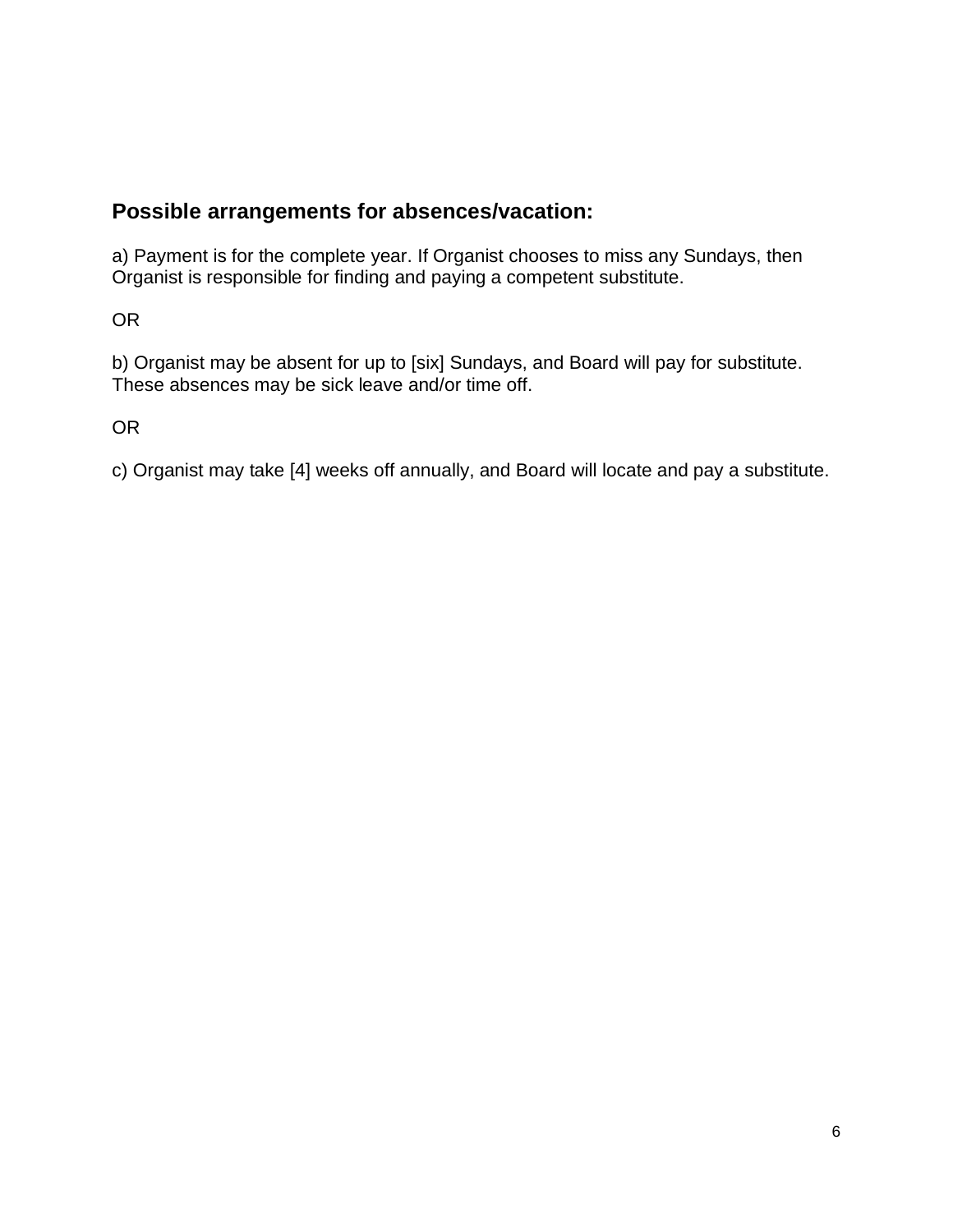## Possible arrangements for absences/vacation:

a) Payment is for the complete year. If Organist chooses to miss any Sundays, then Organist is responsible for finding and paying a competent substitute.

OR

b) Organist may be absent for up to [six] Sundays, and Board will pay for substitute. These absences may be sick leave and/or time off.

OR

c) Organist may take [4] weeks off annually, and Board will locate and pay a substitute.